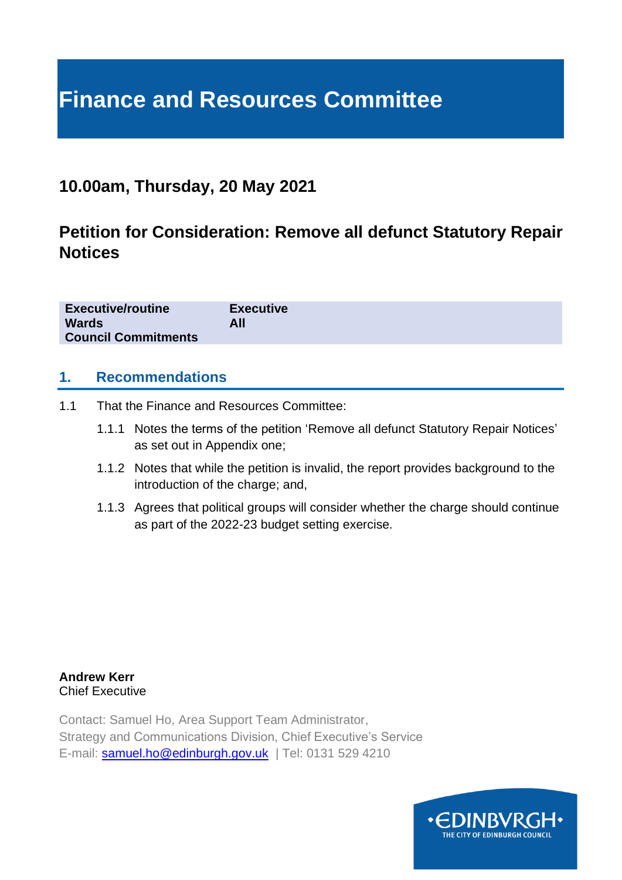# Finance and Resources Committee

## 10.00am, Thursday, 20 May 2021

## Petition for Consideration: Remove all defunct Statutory Repair Notices

| | |
|---|---|
| **Executive/routine** | **Executive** |
| **Wards** | **All** |
| **Council Commitments** | |

## 1. Recommendations

1.1 That the Finance and Resources Committee:

- 1.1.1 Notes the terms of the petition 'Remove all defunct Statutory Repair Notices' as set out in Appendix one;
- 1.1.2 Notes that while the petition is invalid, the report provides background to the introduction of the charge; and,
- 1.1.3 Agrees that political groups will consider whether the charge should continue as part of the 2022-23 budget setting exercise.

**Andrew Kerr**
Chief Executive

Contact: Samuel Ho, Area Support Team Administrator,
Strategy and Communications Division, Chief Executive's Service
E-mail: samuel.ho@edinburgh.gov.uk | Tel: 0131 529 4210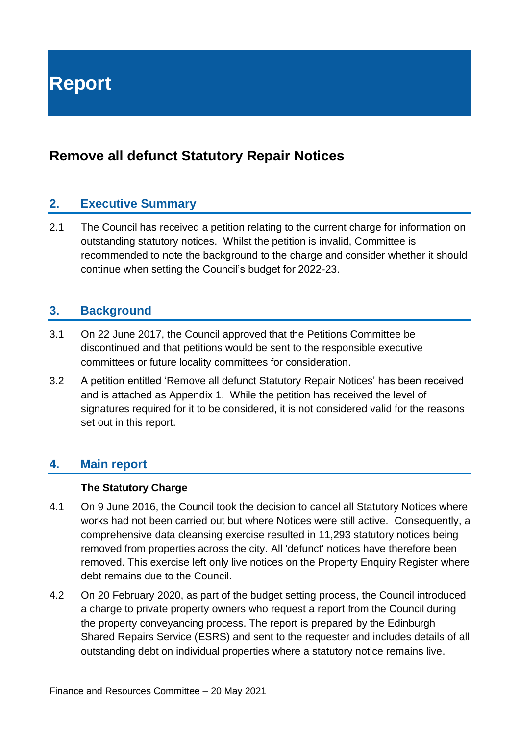# Report

## Remove all defunct Statutory Repair Notices

### 2. Executive Summary

2.1 The Council has received a petition relating to the current charge for information on outstanding statutory notices. Whilst the petition is invalid, Committee is recommended to note the background to the charge and consider whether it should continue when setting the Council's budget for 2022-23.

### 3. Background

3.1 On 22 June 2017, the Council approved that the Petitions Committee be discontinued and that petitions would be sent to the responsible executive committees or future locality committees for consideration.

3.2 A petition entitled 'Remove all defunct Statutory Repair Notices' has been received and is attached as Appendix 1. While the petition has received the level of signatures required for it to be considered, it is not considered valid for the reasons set out in this report.

### 4. Main report

**The Statutory Charge**

4.1 On 9 June 2016, the Council took the decision to cancel all Statutory Notices where works had not been carried out but where Notices were still active. Consequently, a comprehensive data cleansing exercise resulted in 11,293 statutory notices being removed from properties across the city. All 'defunct' notices have therefore been removed. This exercise left only live notices on the Property Enquiry Register where debt remains due to the Council.

4.2 On 20 February 2020, as part of the budget setting process, the Council introduced a charge to private property owners who request a report from the Council during the property conveyancing process. The report is prepared by the Edinburgh Shared Repairs Service (ESRS) and sent to the requester and includes details of all outstanding debt on individual properties where a statutory notice remains live.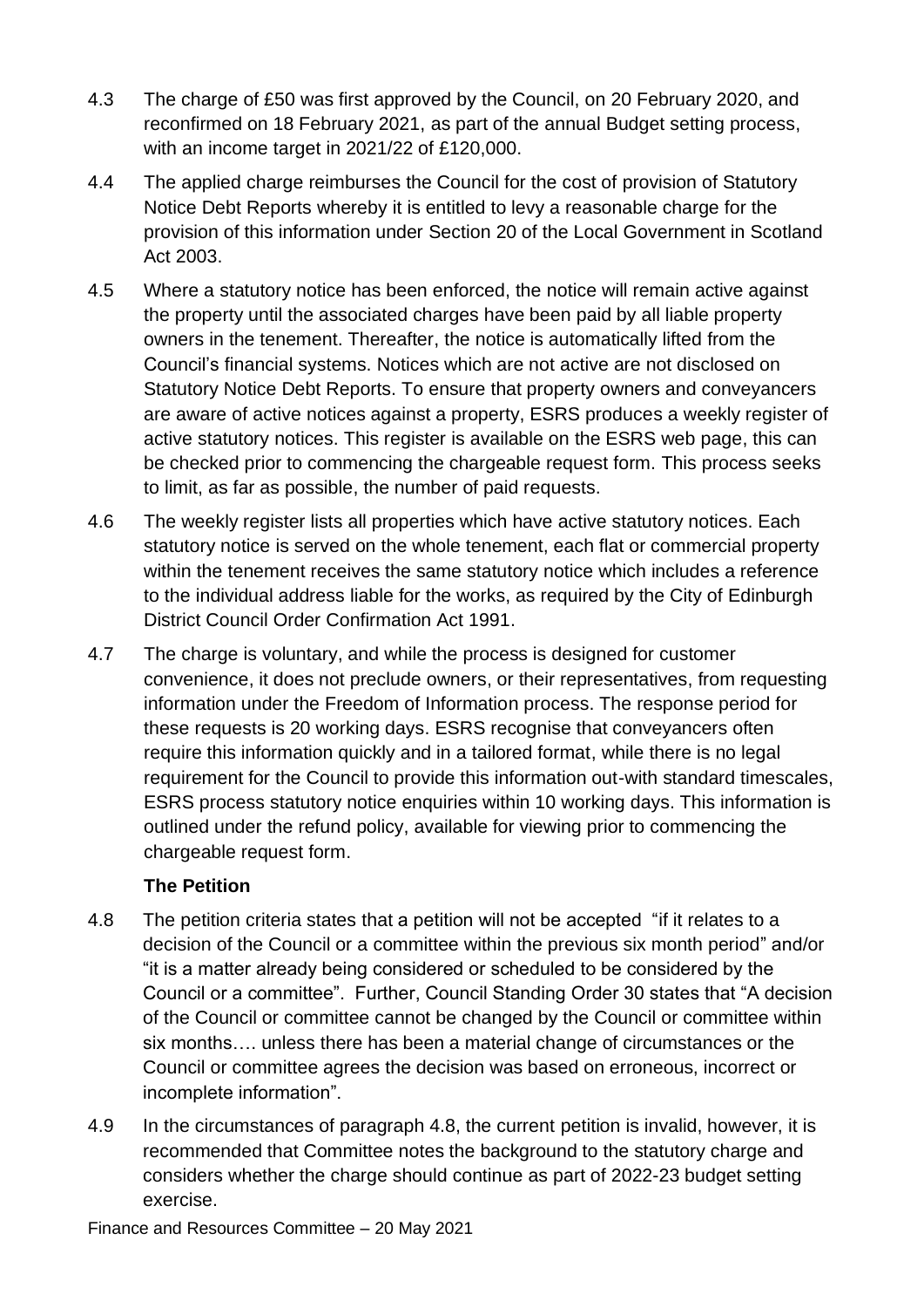4.3 The charge of £50 was first approved by the Council, on 20 February 2020, and reconfirmed on 18 February 2021, as part of the annual Budget setting process, with an income target in 2021/22 of £120,000.

4.4 The applied charge reimburses the Council for the cost of provision of Statutory Notice Debt Reports whereby it is entitled to levy a reasonable charge for the provision of this information under Section 20 of the Local Government in Scotland Act 2003.

4.5 Where a statutory notice has been enforced, the notice will remain active against the property until the associated charges have been paid by all liable property owners in the tenement. Thereafter, the notice is automatically lifted from the Council's financial systems. Notices which are not active are not disclosed on Statutory Notice Debt Reports. To ensure that property owners and conveyancers are aware of active notices against a property, ESRS produces a weekly register of active statutory notices. This register is available on the ESRS web page, this can be checked prior to commencing the chargeable request form. This process seeks to limit, as far as possible, the number of paid requests.

4.6 The weekly register lists all properties which have active statutory notices. Each statutory notice is served on the whole tenement, each flat or commercial property within the tenement receives the same statutory notice which includes a reference to the individual address liable for the works, as required by the City of Edinburgh District Council Order Confirmation Act 1991.

4.7 The charge is voluntary, and while the process is designed for customer convenience, it does not preclude owners, or their representatives, from requesting information under the Freedom of Information process. The response period for these requests is 20 working days. ESRS recognise that conveyancers often require this information quickly and in a tailored format, while there is no legal requirement for the Council to provide this information out-with standard timescales, ESRS process statutory notice enquiries within 10 working days. This information is outlined under the refund policy, available for viewing prior to commencing the chargeable request form.

**The Petition**

4.8 The petition criteria states that a petition will not be accepted "if it relates to a decision of the Council or a committee within the previous six month period" and/or "it is a matter already being considered or scheduled to be considered by the Council or a committee". Further, Council Standing Order 30 states that "A decision of the Council or committee cannot be changed by the Council or committee within six months…. unless there has been a material change of circumstances or the Council or committee agrees the decision was based on erroneous, incorrect or incomplete information".

4.9 In the circumstances of paragraph 4.8, the current petition is invalid, however, it is recommended that Committee notes the background to the statutory charge and considers whether the charge should continue as part of 2022-23 budget setting exercise.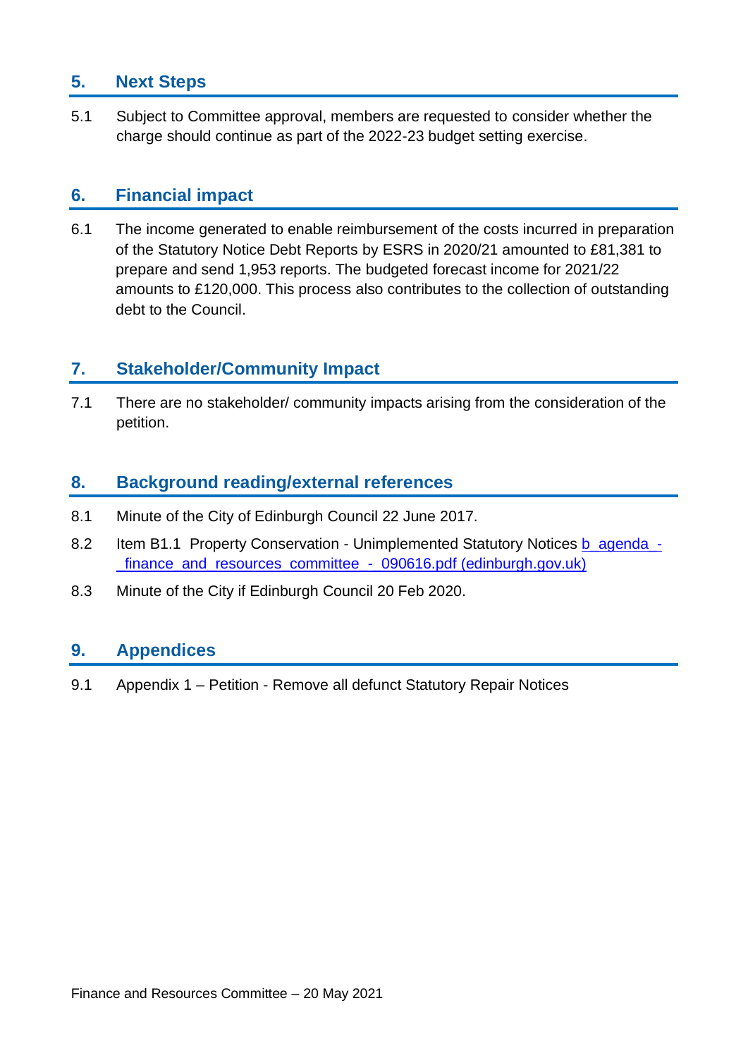## 5. Next Steps

5.1 Subject to Committee approval, members are requested to consider whether the charge should continue as part of the 2022-23 budget setting exercise.

## 6. Financial impact

6.1 The income generated to enable reimbursement of the costs incurred in preparation of the Statutory Notice Debt Reports by ESRS in 2020/21 amounted to £81,381 to prepare and send 1,953 reports. The budgeted forecast income for 2021/22 amounts to £120,000. This process also contributes to the collection of outstanding debt to the Council.

## 7. Stakeholder/Community Impact

7.1 There are no stakeholder/ community impacts arising from the consideration of the petition.

## 8. Background reading/external references

8.1 Minute of the City of Edinburgh Council 22 June 2017.

8.2 Item B1.1 Property Conservation - Unimplemented Statutory Notices b_agenda_-_finance_and_resources_committee_-_090616.pdf (edinburgh.gov.uk)

8.3 Minute of the City if Edinburgh Council 20 Feb 2020.

## 9. Appendices

9.1 Appendix 1 – Petition - Remove all defunct Statutory Repair Notices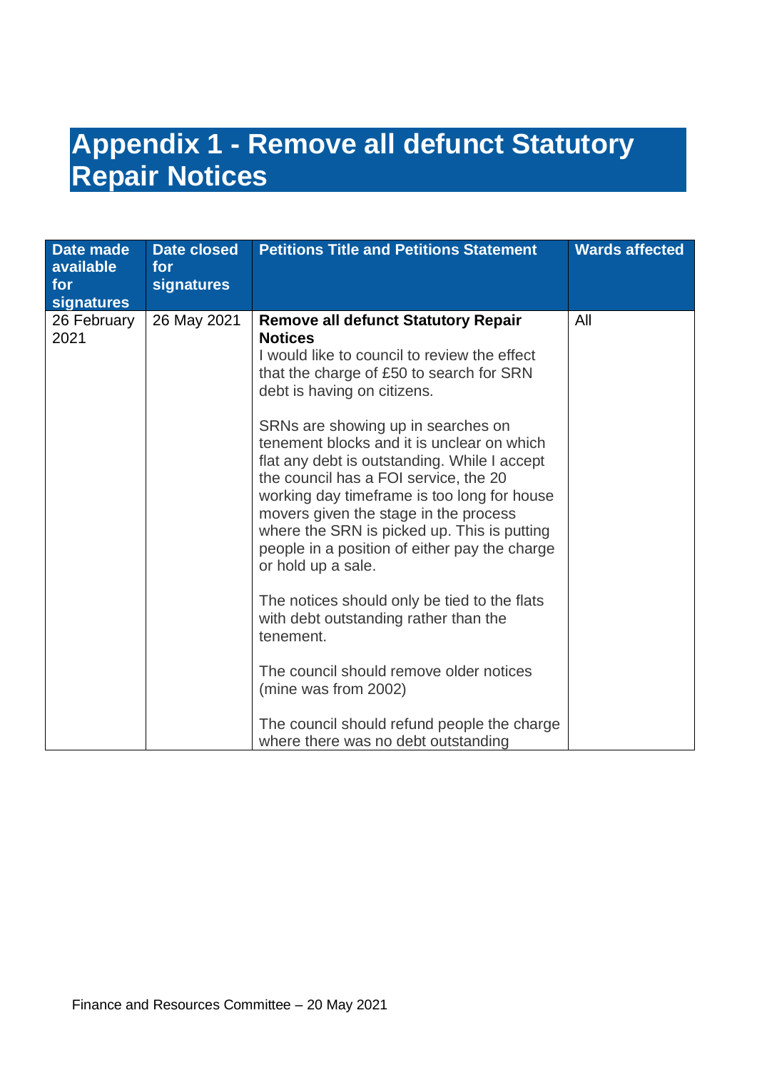# Appendix 1 - Remove all defunct Statutory Repair Notices

| Date made available for signatures | Date closed for signatures | Petitions Title and Petitions Statement | Wards affected |
|---|---|---|---|
| 26 February 2021 | 26 May 2021 | **Remove all defunct Statutory Repair Notices**<br>I would like to council to review the effect that the charge of £50 to search for SRN debt is having on citizens.<br><br>SRNs are showing up in searches on tenement blocks and it is unclear on which flat any debt is outstanding. While I accept the council has a FOI service, the 20 working day timeframe is too long for house movers given the stage in the process where the SRN is picked up. This is putting people in a position of either pay the charge or hold up a sale.<br><br>The notices should only be tied to the flats with debt outstanding rather than the tenement.<br><br>The council should remove older notices (mine was from 2002)<br><br>The council should refund people the charge where there was no debt outstanding | All |

Finance and Resources Committee – 20 May 2021